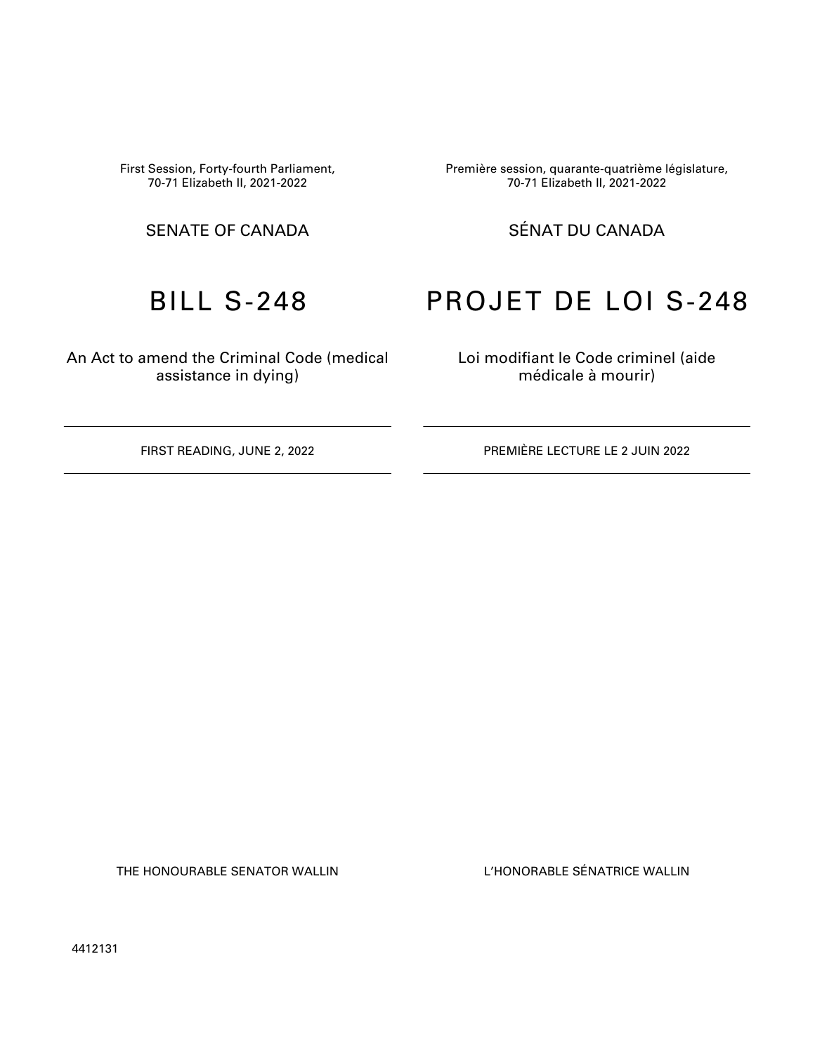First Session, Forty-fourth Parliament,
70-71 Elizabeth II, 2021-2022

Première session, quarante-quatrième législature,
70-71 Elizabeth II, 2021-2022

SENATE OF CANADA

SÉNAT DU CANADA

# BILL S-248

# PROJET DE LOI S-248

An Act to amend the Criminal Code (medical assistance in dying)

Loi modifiant le Code criminel (aide médicale à mourir)

---

FIRST READING, JUNE 2, 2022

PREMIÈRE LECTURE LE 2 JUIN 2022

---

THE HONOURABLE SENATOR WALLIN

L'HONORABLE SÉNATRICE WALLIN

4412131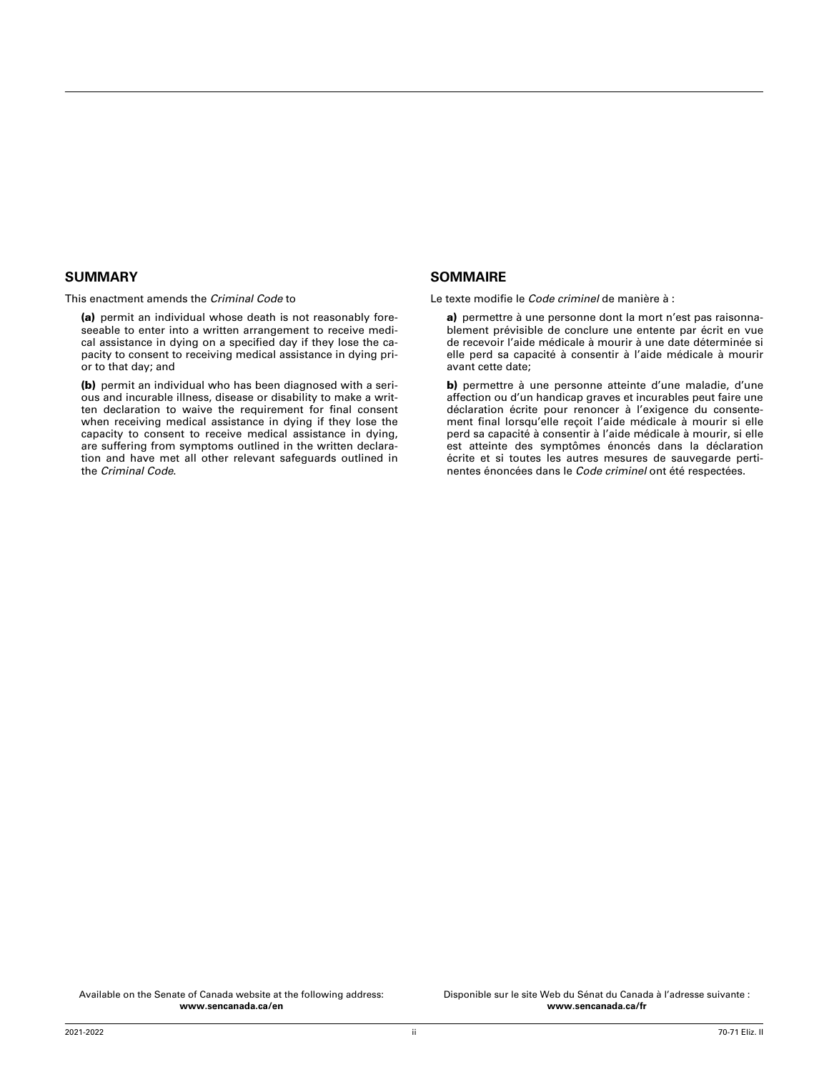## SUMMARY

This enactment amends the *Criminal Code* to

**(a)** permit an individual whose death is not reasonably foreseeable to enter into a written arrangement to receive medical assistance in dying on a specified day if they lose the capacity to consent to receiving medical assistance in dying prior to that day; and

**(b)** permit an individual who has been diagnosed with a serious and incurable illness, disease or disability to make a written declaration to waive the requirement for final consent when receiving medical assistance in dying if they lose the capacity to consent to receive medical assistance in dying, are suffering from symptoms outlined in the written declaration and have met all other relevant safeguards outlined in the *Criminal Code*.

## SOMMAIRE

Le texte modifie le *Code criminel* de manière à :

**a)** permettre à une personne dont la mort n'est pas raisonnablement prévisible de conclure une entente par écrit en vue de recevoir l'aide médicale à mourir à une date déterminée si elle perd sa capacité à consentir à l'aide médicale à mourir avant cette date;

**b)** permettre à une personne atteinte d'une maladie, d'une affection ou d'un handicap graves et incurables peut faire une déclaration écrite pour renoncer à l'exigence du consentement final lorsqu'elle reçoit l'aide médicale à mourir si elle perd sa capacité à consentir à l'aide médicale à mourir, si elle est atteinte des symptômes énoncés dans la déclaration écrite et si toutes les autres mesures de sauvegarde pertinentes énoncées dans le *Code criminel* ont été respectées.

Available on the Senate of Canada website at the following address:
**www.sencanada.ca/en**

Disponible sur le site Web du Sénat du Canada à l'adresse suivante :
**www.sencanada.ca/fr**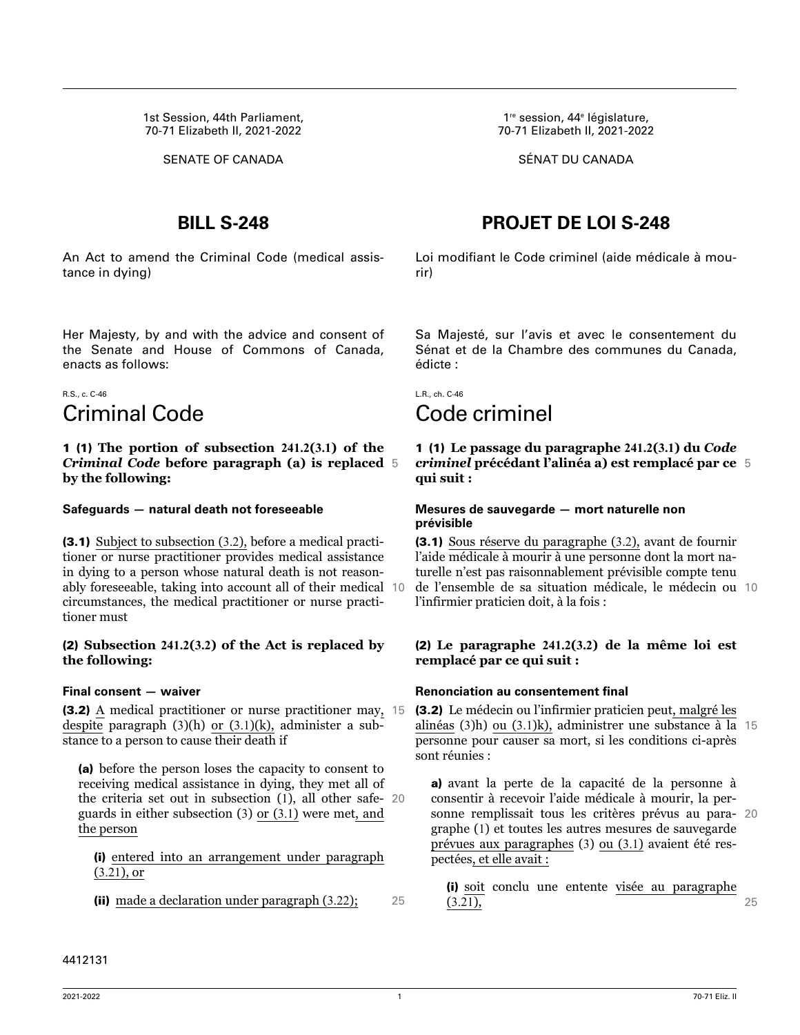1st Session, 44th Parliament,
70-71 Elizabeth II, 2021-2022

SENATE OF CANADA

# BILL S-248

An Act to amend the Criminal Code (medical assistance in dying)

Her Majesty, by and with the advice and consent of the Senate and House of Commons of Canada, enacts as follows:

R.S., c. C-46

## Criminal Code

**1 (1) The portion of subsection 241.2(3.1) of the *Criminal Code* before paragraph (a) is replaced by the following:**

**Safeguards — natural death not foreseeable**

**(3.1)** Subject to subsection (3.2), before a medical practitioner or nurse practitioner provides medical assistance in dying to a person whose natural death is not reasonably foreseeable, taking into account all of their medical circumstances, the medical practitioner or nurse practitioner must

**(2) Subsection 241.2(3.2) of the Act is replaced by the following:**

**Final consent — waiver**

**(3.2)** A medical practitioner or nurse practitioner may, despite paragraph (3)(h) or (3.1)(k), administer a substance to a person to cause their death if

**(a)** before the person loses the capacity to consent to receiving medical assistance in dying, they met all of the criteria set out in subsection (1), all other safeguards in either subsection (3) or (3.1) were met, and the person

**(i)** entered into an arrangement under paragraph (3.21), or

**(ii)** made a declaration under paragraph (3.22);

---

1re session, 44e législature,
70-71 Elizabeth II, 2021-2022

SÉNAT DU CANADA

# PROJET DE LOI S-248

Loi modifiant le Code criminel (aide médicale à mourir)

Sa Majesté, sur l'avis et avec le consentement du Sénat et de la Chambre des communes du Canada, édicte :

L.R., ch. C-46

## Code criminel

**1 (1) Le passage du paragraphe 241.2(3.1) du *Code criminel* précédant l'alinéa a) est remplacé par ce qui suit :**

**Mesures de sauvegarde — mort naturelle non prévisible**

**(3.1)** Sous réserve du paragraphe (3.2), avant de fournir l'aide médicale à mourir à une personne dont la mort naturelle n'est pas raisonnablement prévisible compte tenu de l'ensemble de sa situation médicale, le médecin ou l'infirmier praticien doit, à la fois :

**(2) Le paragraphe 241.2(3.2) de la même loi est remplacé par ce qui suit :**

**Renonciation au consentement final**

**(3.2)** Le médecin ou l'infirmier praticien peut, malgré les alinéas (3)h) ou (3.1)k), administrer une substance à la personne pour causer sa mort, si les conditions ci-après sont réunies :

**a)** avant la perte de la capacité de la personne à consentir à recevoir l'aide médicale à mourir, la personne remplissait tous les critères prévus au paragraphe (1) et toutes les autres mesures de sauvegarde prévues aux paragraphes (3) ou (3.1) avaient été respectées, et elle avait :

**(i)** soit conclu une entente visée au paragraphe (3.21),

4412131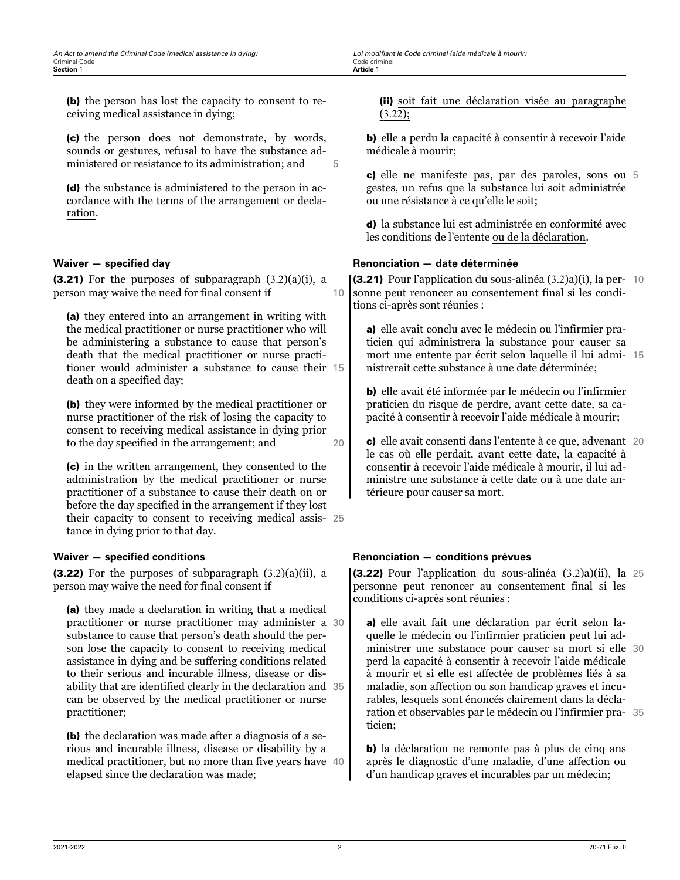**(b)** the person has lost the capacity to consent to receiving medical assistance in dying;

**(c)** the person does not demonstrate, by words, sounds or gestures, refusal to have the substance administered or resistance to its administration; and

**(d)** the substance is administered to the person in accordance with the terms of the arrangement or declaration.

### Waiver — specified day

**(3.21)** For the purposes of subparagraph (3.2)(a)(i), a person may waive the need for final consent if

**(a)** they entered into an arrangement in writing with the medical practitioner or nurse practitioner who will be administering a substance to cause that person's death that the medical practitioner or nurse practitioner would administer a substance to cause their death on a specified day;

**(b)** they were informed by the medical practitioner or nurse practitioner of the risk of losing the capacity to consent to receiving medical assistance in dying prior to the day specified in the arrangement; and

**(c)** in the written arrangement, they consented to the administration by the medical practitioner or nurse practitioner of a substance to cause their death on or before the day specified in the arrangement if they lost their capacity to consent to receiving medical assistance in dying prior to that day.

### Waiver — specified conditions

**(3.22)** For the purposes of subparagraph (3.2)(a)(ii), a person may waive the need for final consent if

**(a)** they made a declaration in writing that a medical practitioner or nurse practitioner may administer a substance to cause that person's death should the person lose the capacity to consent to receiving medical assistance in dying and be suffering conditions related to their serious and incurable illness, disease or disability that are identified clearly in the declaration and can be observed by the medical practitioner or nurse practitioner;

**(b)** the declaration was made after a diagnosis of a serious and incurable illness, disease or disability by a medical practitioner, but no more than five years have elapsed since the declaration was made;

**(ii)** soit fait une déclaration visée au paragraphe (3.22);

**b)** elle a perdu la capacité à consentir à recevoir l'aide médicale à mourir;

**c)** elle ne manifeste pas, par des paroles, sons ou gestes, un refus que la substance lui soit administrée ou une résistance à ce qu'elle le soit;

**d)** la substance lui est administrée en conformité avec les conditions de l'entente ou de la déclaration.

### Renonciation — date déterminée

**(3.21)** Pour l'application du sous-alinéa (3.2)a)(i), la personne peut renoncer au consentement final si les conditions ci-après sont réunies :

**a)** elle avait conclu avec le médecin ou l'infirmier praticien qui administrera la substance pour causer sa mort une entente par écrit selon laquelle il lui administrerait cette substance à une date déterminée;

**b)** elle avait été informée par le médecin ou l'infirmier praticien du risque de perdre, avant cette date, sa capacité à consentir à recevoir l'aide médicale à mourir;

**c)** elle avait consenti dans l'entente à ce que, advenant le cas où elle perdait, avant cette date, la capacité à consentir à recevoir l'aide médicale à mourir, il lui administre une substance à cette date ou à une date antérieure pour causer sa mort.

### Renonciation — conditions prévues

**(3.22)** Pour l'application du sous-alinéa (3.2)a)(ii), la personne peut renoncer au consentement final si les conditions ci-après sont réunies :

**a)** elle avait fait une déclaration par écrit selon laquelle le médecin ou l'infirmier praticien peut lui administrer une substance pour causer sa mort si elle perd la capacité à consentir à recevoir l'aide médicale à mourir et si elle est affectée de problèmes liés à sa maladie, son affection ou son handicap graves et incurables, lesquels sont énoncés clairement dans la déclaration et observables par le médecin ou l'infirmier praticien;

**b)** la déclaration ne remonte pas à plus de cinq ans après le diagnostic d'une maladie, d'une affection ou d'un handicap graves et incurables par un médecin;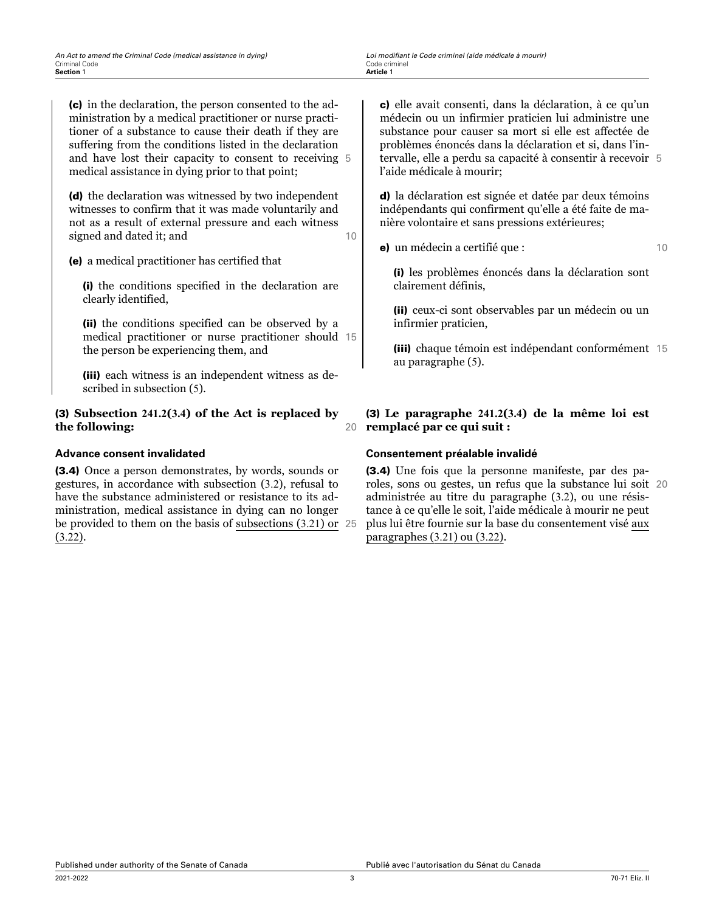**(c)** in the declaration, the person consented to the administration by a medical practitioner or nurse practitioner of a substance to cause their death if they are suffering from the conditions listed in the declaration and have lost their capacity to consent to receiving medical assistance in dying prior to that point;

**(d)** the declaration was witnessed by two independent witnesses to confirm that it was made voluntarily and not as a result of external pressure and each witness signed and dated it; and

**(e)** a medical practitioner has certified that

**(i)** the conditions specified in the declaration are clearly identified,

**(ii)** the conditions specified can be observed by a medical practitioner or nurse practitioner should the person be experiencing them, and

**(iii)** each witness is an independent witness as described in subsection (5).

**(3) Subsection 241.2(3.4) of the Act is replaced by the following:**

**Advance consent invalidated**

**(3.4)** Once a person demonstrates, by words, sounds or gestures, in accordance with subsection (3.2), refusal to have the substance administered or resistance to its administration, medical assistance in dying can no longer be provided to them on the basis of subsections (3.21) or (3.22).

**c)** elle avait consenti, dans la déclaration, à ce qu'un médecin ou un infirmier praticien lui administre une substance pour causer sa mort si elle est affectée de problèmes énoncés dans la déclaration et si, dans l'intervalle, elle a perdu sa capacité à consentir à recevoir l'aide médicale à mourir;

**d)** la déclaration est signée et datée par deux témoins indépendants qui confirment qu'elle a été faite de manière volontaire et sans pressions extérieures;

**e)** un médecin a certifié que :

**(i)** les problèmes énoncés dans la déclaration sont clairement définis,

**(ii)** ceux-ci sont observables par un médecin ou un infirmier praticien,

**(iii)** chaque témoin est indépendant conformément au paragraphe (5).

**(3) Le paragraphe 241.2(3.4) de la même loi est remplacé par ce qui suit :**

**Consentement préalable invalidé**

**(3.4)** Une fois que la personne manifeste, par des paroles, sons ou gestes, un refus que la substance lui soit administrée au titre du paragraphe (3.2), ou une résistance à ce qu'elle le soit, l'aide médicale à mourir ne peut plus lui être fournie sur la base du consentement visé aux paragraphes (3.21) ou (3.22).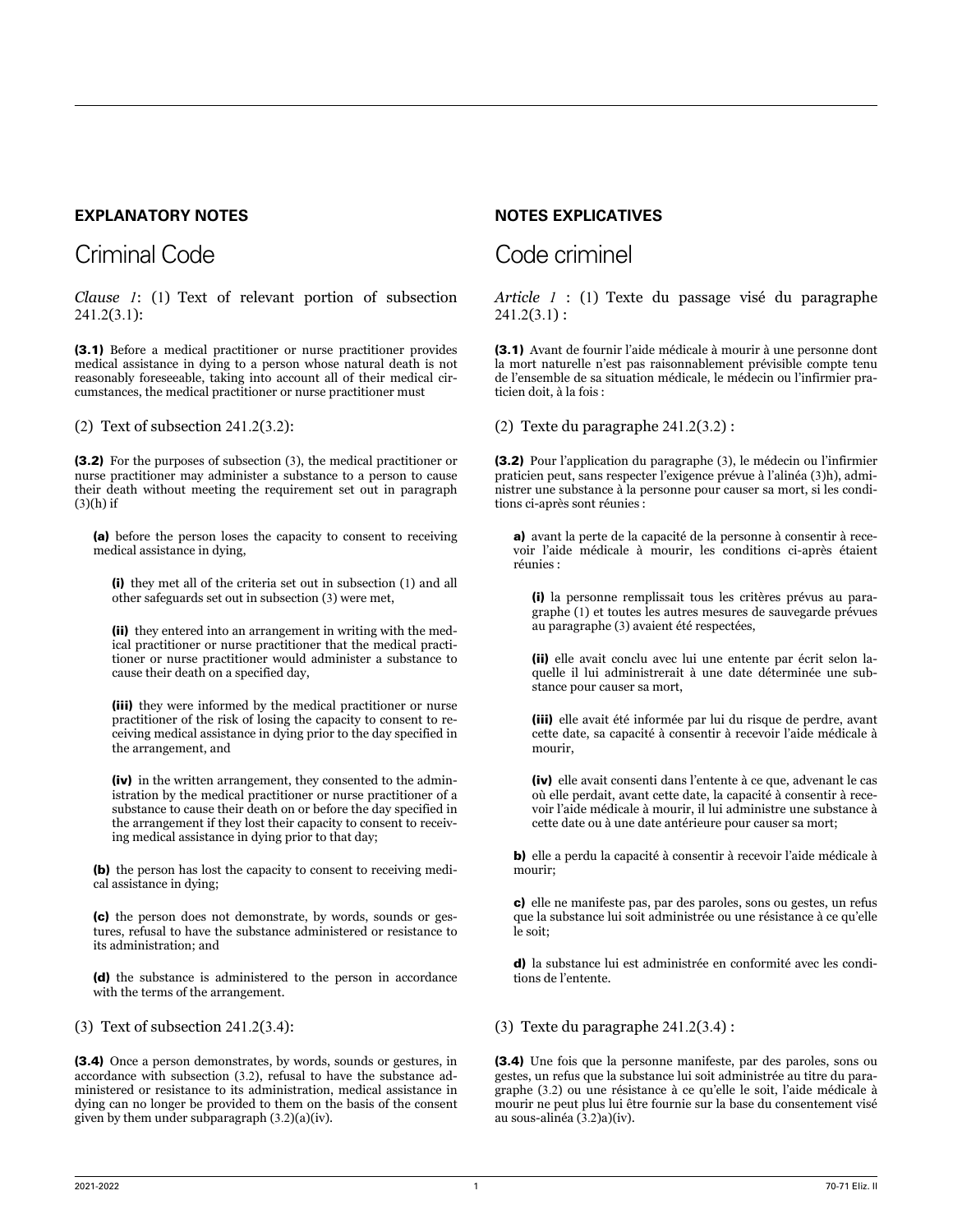## EXPLANATORY NOTES

# Criminal Code

*Clause 1*: (1) Text of relevant portion of subsection 241.2(3.1):

**(3.1)** Before a medical practitioner or nurse practitioner provides medical assistance in dying to a person whose natural death is not reasonably foreseeable, taking into account all of their medical circumstances, the medical practitioner or nurse practitioner must

(2) Text of subsection 241.2(3.2):

**(3.2)** For the purposes of subsection (3), the medical practitioner or nurse practitioner may administer a substance to a person to cause their death without meeting the requirement set out in paragraph (3)(h) if

**(a)** before the person loses the capacity to consent to receiving medical assistance in dying,

**(i)** they met all of the criteria set out in subsection (1) and all other safeguards set out in subsection (3) were met,

**(ii)** they entered into an arrangement in writing with the medical practitioner or nurse practitioner that the medical practitioner or nurse practitioner would administer a substance to cause their death on a specified day,

**(iii)** they were informed by the medical practitioner or nurse practitioner of the risk of losing the capacity to consent to receiving medical assistance in dying prior to the day specified in the arrangement, and

**(iv)** in the written arrangement, they consented to the administration by the medical practitioner or nurse practitioner of a substance to cause their death on or before the day specified in the arrangement if they lost their capacity to consent to receiving medical assistance in dying prior to that day;

**(b)** the person has lost the capacity to consent to receiving medical assistance in dying;

**(c)** the person does not demonstrate, by words, sounds or gestures, refusal to have the substance administered or resistance to its administration; and

**(d)** the substance is administered to the person in accordance with the terms of the arrangement.

(3) Text of subsection 241.2(3.4):

**(3.4)** Once a person demonstrates, by words, sounds or gestures, in accordance with subsection (3.2), refusal to have the substance administered or resistance to its administration, medical assistance in dying can no longer be provided to them on the basis of the consent given by them under subparagraph (3.2)(a)(iv).

## NOTES EXPLICATIVES

# Code criminel

*Article 1* : (1) Texte du passage visé du paragraphe 241.2(3.1) :

**(3.1)** Avant de fournir l'aide médicale à mourir à une personne dont la mort naturelle n'est pas raisonnablement prévisible compte tenu de l'ensemble de sa situation médicale, le médecin ou l'infirmier praticien doit, à la fois :

(2) Texte du paragraphe 241.2(3.2) :

**(3.2)** Pour l'application du paragraphe (3), le médecin ou l'infirmier praticien peut, sans respecter l'exigence prévue à l'alinéa (3)h), administrer une substance à la personne pour causer sa mort, si les conditions ci-après sont réunies :

**a)** avant la perte de la capacité de la personne à consentir à recevoir l'aide médicale à mourir, les conditions ci-après étaient réunies :

**(i)** la personne remplissait tous les critères prévus au paragraphe (1) et toutes les autres mesures de sauvegarde prévues au paragraphe (3) avaient été respectées,

**(ii)** elle avait conclu avec lui une entente par écrit selon laquelle il lui administrerait à une date déterminée une substance pour causer sa mort,

**(iii)** elle avait été informée par lui du risque de perdre, avant cette date, sa capacité à consentir à recevoir l'aide médicale à mourir,

**(iv)** elle avait consenti dans l'entente à ce que, advenant le cas où elle perdait, avant cette date, la capacité à consentir à recevoir l'aide médicale à mourir, il lui administre une substance à cette date ou à une date antérieure pour causer sa mort;

**b)** elle a perdu la capacité à consentir à recevoir l'aide médicale à mourir;

**c)** elle ne manifeste pas, par des paroles, sons ou gestes, un refus que la substance lui soit administrée ou une résistance à ce qu'elle le soit;

**d)** la substance lui est administrée en conformité avec les conditions de l'entente.

(3) Texte du paragraphe 241.2(3.4) :

**(3.4)** Une fois que la personne manifeste, par des paroles, sons ou gestes, un refus que la substance lui soit administrée au titre du paragraphe (3.2) ou une résistance à ce qu'elle le soit, l'aide médicale à mourir ne peut plus lui être fournie sur la base du consentement visé au sous-alinéa (3.2)a)(iv).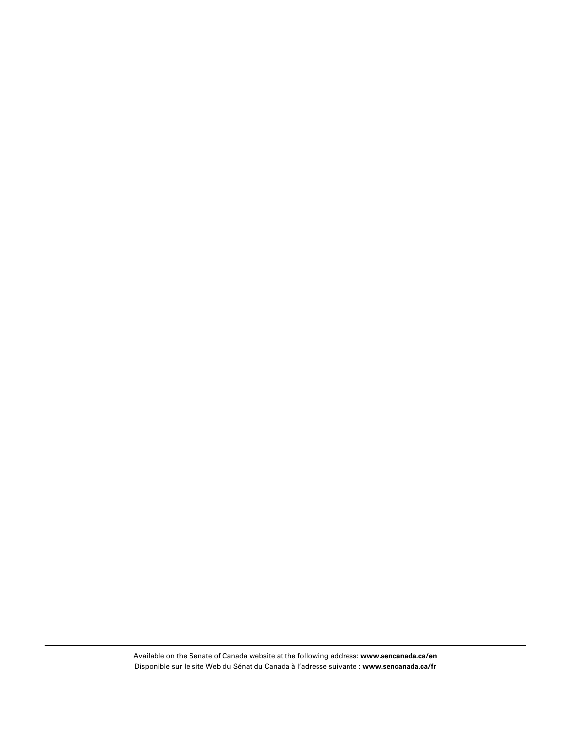---

Available on the Senate of Canada website at the following address: **www.sencanada.ca/en**
Disponible sur le site Web du Sénat du Canada à l'adresse suivante : **www.sencanada.ca/fr**